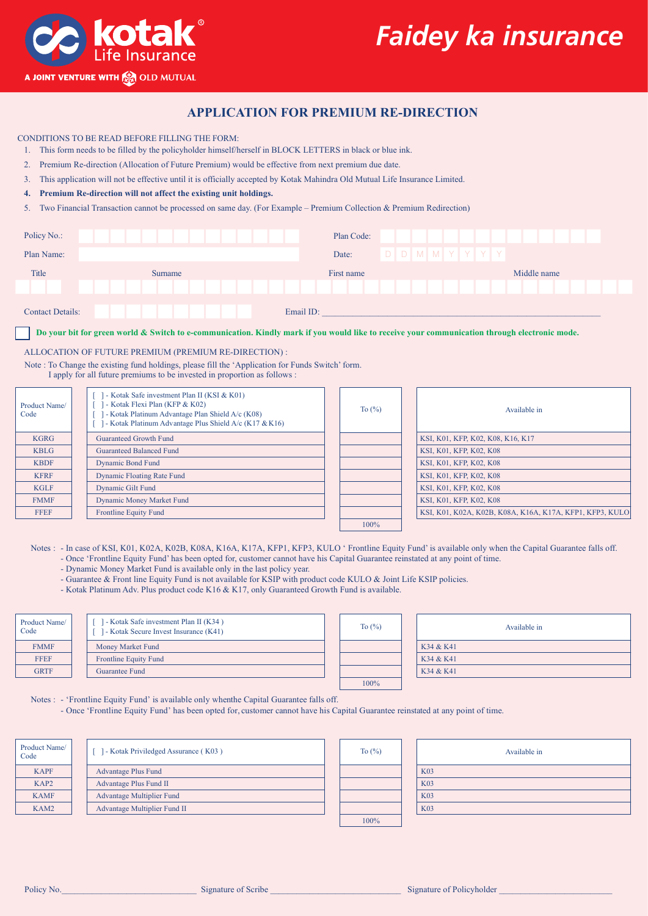kotak® Life Insurance

A JOINT VENTURE WITH OLD MUTUAL

*Faidey ka insurance*

# APPLICATION FOR PREMIUM RE-DIRECTION

CONDITIONS TO BE READ BEFORE FILLING THE FORM:

1. This form needs to be filled by the policyholder himself/herself in BLOCK LETTERS in black or blue ink.
2. Premium Re-direction (Allocation of Future Premium) would be effective from next premium due date.
3. This application will not be effective until it is officially accepted by Kotak Mahindra Old Mutual Life Insurance Limited.
4. **Premium Re-direction will not affect the existing unit holdings.**
5. Two Financial Transaction cannot be processed on same day. (For Example – Premium Collection & Premium Redirection)

Policy No.: ______________ Plan Code: ______________

Plan Name: ______________ Date: D D M M Y Y Y Y

| Title | Surname | First name | Middle name |
|---|---|---|---|
| | | | |

Contact Details: ______________ Email ID: ______________

[ ] **Do your bit for green world & Switch to e-communication. Kindly mark if you would like to receive your communication through electronic mode.**

ALLOCATION OF FUTURE PREMIUM (PREMIUM RE-DIRECTION) :

Note : To Change the existing fund holdings, please fill the 'Application for Funds Switch' form.
I apply for all future premiums to be invested in proportion as follows :

| Product Name/ Code | [ ] - Kotak Safe investment Plan II (KSI & K01)<br>[ ] - Kotak Flexi Plan (KFP & K02)<br>[ ] - Kotak Platinum Advantage Plan Shield A/c (K08)<br>[ ] - Kotak Platinum Advantage Plus Shield A/c (K17 & K16) | To (%) | Available in |
|---|---|---|---|
| KGRG | Guaranteed Growth Fund | | KSI, K01, KFP, K02, K08, K16, K17 |
| KBLG | Guaranteed Balanced Fund | | KSI, K01, KFP, K02, K08 |
| KBDF | Dynamic Bond Fund | | KSI, K01, KFP, K02, K08 |
| KFRF | Dynamic Floating Rate Fund | | KSI, K01, KFP, K02, K08 |
| KGLF | Dynamic Gilt Fund | | KSI, K01, KFP, K02, K08 |
| FMMF | Dynamic Money Market Fund | | KSI, K01, KFP, K02, K08 |
| FFEF | Frontline Equity Fund | | KSI, K01, K02A, K02B, K08A, K16A, K17A, KFP1, KFP3, KULO |
| | | 100% | |

Notes :
- In case of KSI, K01, K02A, K02B, K08A, K16A, K17A, KFP1, KFP3, KULO ' Frontline Equity Fund' is available only when the Capital Guarantee falls off.
- Once 'Frontline Equity Fund' has been opted for, customer cannot have his Capital Guarantee reinstated at any point of time.
- Dynamic Money Market Fund is available only in the last policy year.
- Guarantee & Front line Equity Fund is not available for KSIP with product code KULO & Joint Life KSIP policies.
- Kotak Platinum Adv. Plus product code K16 & K17, only Guaranteed Growth Fund is available.

| Product Name/ Code | [ ] - Kotak Safe investment Plan II (K34 )<br>[ ] - Kotak Secure Invest Insurance (K41) | To (%) | Available in |
|---|---|---|---|
| FMMF | Money Market Fund | | K34 & K41 |
| FFEF | Frontline Equity Fund | | K34 & K41 |
| GRTF | Guarantee Fund | | K34 & K41 |
| | | 100% | |

Notes :
- 'Frontline Equity Fund' is available only whenthe Capital Guarantee falls off.
- Once 'Frontline Equity Fund' has been opted for, customer cannot have his Capital Guarantee reinstated at any point of time.

| Product Name/ Code | [ ] - Kotak Priviledged Assurance ( K03 ) | To (%) | Available in |
|---|---|---|---|
| KAPF | Advantage Plus Fund | | K03 |
| KAP2 | Advantage Plus Fund II | | K03 |
| KAMF | Advantage Multiplier Fund | | K03 |
| KAM2 | Advantage Multiplier Fund II | | K03 |
| | | 100% | |

Policy No.______________ Signature of Scribe ______________ Signature of Policyholder ______________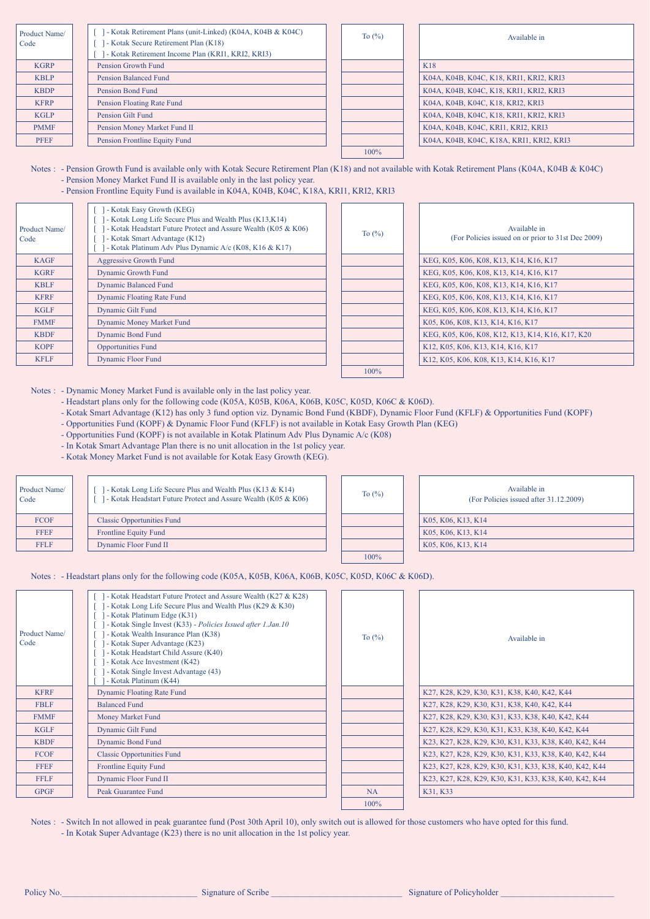| Product Name/ Code | [ ] - Kotak Retirement Plans (unit-Linked) (K04A, K04B & K04C) [ ] - Kotak Secure Retirement Plan (K18) [ ] - Kotak Retirement Income Plan (KRI1, KRI2, KRI3) | To (%) | Available in |
|---|---|---|---|
| KGRP | Pension Growth Fund | | K18 |
| KBLP | Pension Balanced Fund | | K04A, K04B, K04C, K18, KRI1, KRI2, KRI3 |
| KBDP | Pension Bond Fund | | K04A, K04B, K04C, K18, KRI1, KRI2, KRI3 |
| KFRP | Pension Floating Rate Fund | | K04A, K04B, K04C, K18, KRI2, KRI3 |
| KGLP | Pension Gilt Fund | | K04A, K04B, K04C, K18, KRI1, KRI2, KRI3 |
| PMMF | Pension Money Market Fund II | | K04A, K04B, K04C, KRI1, KRI2, KRI3 |
| PFEF | Pension Frontline Equity Fund | | K04A, K04B, K04C, K18A, KRI1, KRI2, KRI3 |
| | | 100% | |

Notes : - Pension Growth Fund is available only with Kotak Secure Retirement Plan (K18) and not available with Kotak Retirement Plans (K04A, K04B & K04C)
- Pension Money Market Fund II is available only in the last policy year.
- Pension Frontline Equity Fund is available in K04A, K04B, K04C, K18A, KRI1, KRI2, KRI3

| Product Name/ Code | [ ] - Kotak Easy Growth (KEG) [ ] - Kotak Long Life Secure Plus and Wealth Plus (K13,K14) [ ] - Kotak Headstart Future Protect and Assure Wealth (K05 & K06) [ ] - Kotak Smart Advantage (K12) [ ] - Kotak Platinum Adv Plus Dynamic A/c (K08, K16 & K17) | To (%) | Available in (For Policies issued on or prior to 31st Dec 2009) |
|---|---|---|---|
| KAGF | Aggressive Growth Fund | | KEG, K05, K06, K08, K13, K14, K16, K17 |
| KGRF | Dynamic Growth Fund | | KEG, K05, K06, K08, K13, K14, K16, K17 |
| KBLF | Dynamic Balanced Fund | | KEG, K05, K06, K08, K13, K14, K16, K17 |
| KFRF | Dynamic Floating Rate Fund | | KEG, K05, K06, K08, K13, K14, K16, K17 |
| KGLF | Dynamic Gilt Fund | | KEG, K05, K06, K08, K13, K14, K16, K17 |
| FMMF | Dynamic Money Market Fund | | K05, K06, K08, K13, K14, K16, K17 |
| KBDF | Dynamic Bond Fund | | KEG, K05, K06, K08, K12, K13, K14, K16, K17, K20 |
| KOPF | Opportunities Fund | | K12, K05, K06, K13, K14, K16, K17 |
| KFLF | Dynamic Floor Fund | | K12, K05, K06, K08, K13, K14, K16, K17 |
| | | 100% | |

Notes : - Dynamic Money Market Fund is available only in the last policy year.
- Headstart plans only for the following code (K05A, K05B, K06A, K06B, K05C, K05D, K06C & K06D).
- Kotak Smart Advantage (K12) has only 3 fund option viz. Dynamic Bond Fund (KBDF), Dynamic Floor Fund (KFLF) & Opportunities Fund (KOPF)
- Opportunities Fund (KOPF) & Dynamic Floor Fund (KFLF) is not available in Kotak Easy Growth Plan (KEG)
- Opportunities Fund (KOPF) is not available in Kotak Platinum Adv Plus Dynamic A/c (K08)
- In Kotak Smart Advantage Plan there is no unit allocation in the 1st policy year.
- Kotak Money Market Fund is not available for Kotak Easy Growth (KEG).

| Product Name/ Code | [ ] - Kotak Long Life Secure Plus and Wealth Plus (K13 & K14) [ ] - Kotak Headstart Future Protect and Assure Wealth (K05 & K06) | To (%) | Available in (For Policies issued after 31.12.2009) |
|---|---|---|---|
| FCOF | Classic Opportunities Fund | | K05, K06, K13, K14 |
| FFEF | Frontline Equity Fund | | K05, K06, K13, K14 |
| FFLF | Dynamic Floor Fund II | | K05, K06, K13, K14 |
| | | 100% | |

Notes : - Headstart plans only for the following code (K05A, K05B, K06A, K06B, K05C, K05D, K06C & K06D).

| Product Name/ Code | [ ] - Kotak Headstart Future Protect and Assure Wealth (K27 & K28) [ ] - Kotak Long Life Secure Plus and Wealth Plus (K29 & K30) [ ] - Kotak Platinum Edge (K31) [ ] - Kotak Single Invest (K33) - *Policies Issued after 1.Jan.10* [ ] - Kotak Wealth Insurance Plan (K38) [ ] - Kotak Super Advantage (K23) [ ] - Kotak Headstart Child Assure (K40) [ ] - Kotak Ace Investment (K42) [ ] - Kotak Single Invest Advantage (43) [ ] - Kotak Platinum (K44) | To (%) | Available in |
|---|---|---|---|
| KFRF | Dynamic Floating Rate Fund | | K27, K28, K29, K30, K31, K38, K40, K42, K44 |
| FBLF | Balanced Fund | | K27, K28, K29, K30, K31, K38, K40, K42, K44 |
| FMMF | Money Market Fund | | K27, K28, K29, K30, K31, K33, K38, K40, K42, K44 |
| KGLF | Dynamic Gilt Fund | | K27, K28, K29, K30, K31, K33, K38, K40, K42, K44 |
| KBDF | Dynamic Bond Fund | | K23, K27, K28, K29, K30, K31, K33, K38, K40, K42, K44 |
| FCOF | Classic Opportunities Fund | | K23, K27, K28, K29, K30, K31, K33, K38, K40, K42, K44 |
| FFEF | Frontline Equity Fund | | K23, K27, K28, K29, K30, K31, K33, K38, K40, K42, K44 |
| FFLF | Dynamic Floor Fund II | | K23, K27, K28, K29, K30, K31, K33, K38, K40, K42, K44 |
| GPGF | Peak Guarantee Fund | NA | K31, K33 |
| | | 100% | |

Notes : - Switch In not allowed in peak guarantee fund (Post 30th April 10), only switch out is allowed for those customers who have opted for this fund.
- In Kotak Super Advantage (K23) there is no unit allocation in the 1st policy year.

Policy No.______________________________ Signature of Scribe ______________________________ Signature of Policyholder __________________________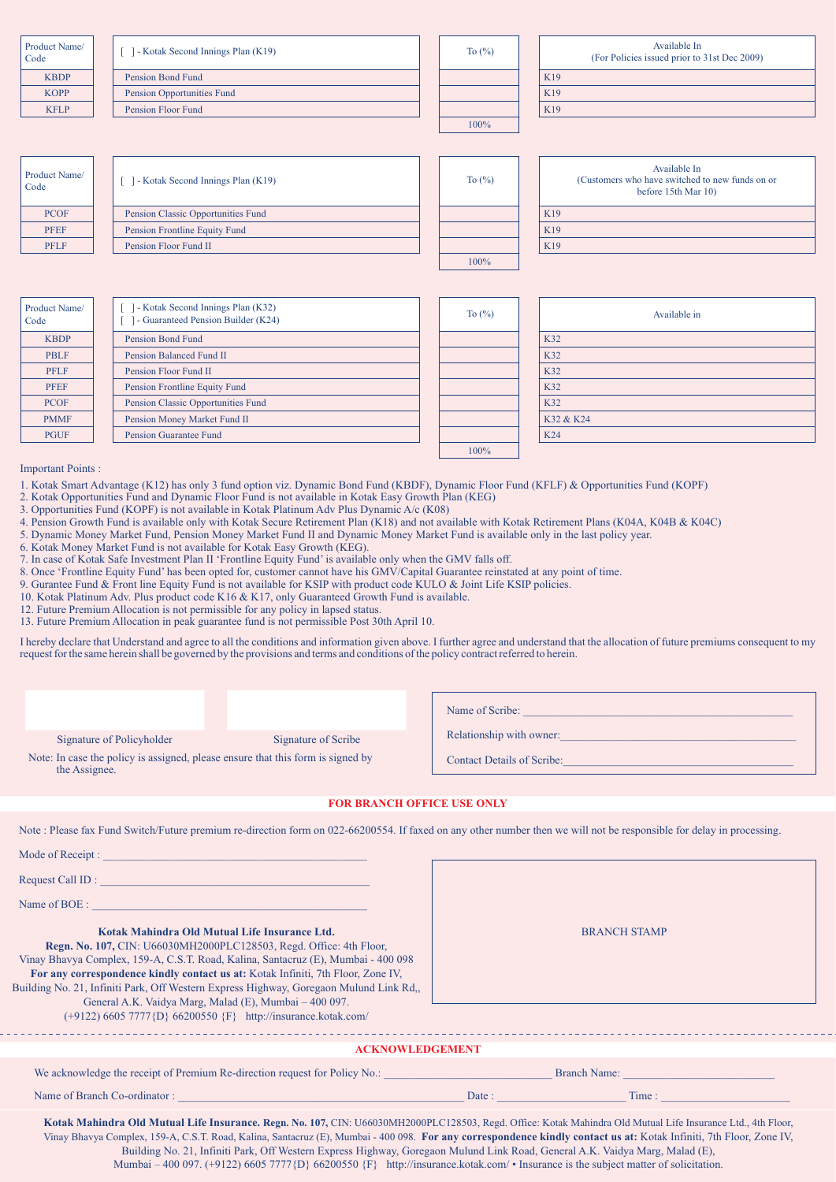| Product Name/ Code | [ ] - Kotak Second Innings Plan (K19) | To (%) | Available In (For Policies issued prior to 31st Dec 2009) |
|---|---|---|---|
| KBDP | Pension Bond Fund | | K19 |
| KOPP | Pension Opportunities Fund | | K19 |
| KFLP | Pension Floor Fund | | K19 |
| | | 100% | |

| Product Name/ Code | [ ] - Kotak Second Innings Plan (K19) | To (%) | Available In (Customers who have switched to new funds on or before 15th Mar 10) |
|---|---|---|---|
| PCOF | Pension Classic Opportunities Fund | | K19 |
| PFEF | Pension Frontline Equity Fund | | K19 |
| PFLF | Pension Floor Fund II | | K19 |
| | | 100% | |

| Product Name/ Code | [ ] - Kotak Second Innings Plan (K32) [ ] - Guaranteed Pension Builder (K24) | To (%) | Available in |
|---|---|---|---|
| KBDP | Pension Bond Fund | | K32 |
| PBLF | Pension Balanced Fund II | | K32 |
| PFLF | Pension Floor Fund II | | K32 |
| PFEF | Pension Frontline Equity Fund | | K32 |
| PCOF | Pension Classic Opportunities Fund | | K32 |
| PMMF | Pension Money Market Fund II | | K32 & K24 |
| PGUF | Pension Guarantee Fund | | K24 |
| | | 100% | |

Important Points :

1. Kotak Smart Advantage (K12) has only 3 fund option viz. Dynamic Bond Fund (KBDF), Dynamic Floor Fund (KFLF) & Opportunities Fund (KOPF)
2. Kotak Opportunities Fund and Dynamic Floor Fund is not available in Kotak Easy Growth Plan (KEG)
3. Opportunities Fund (KOPF) is not available in Kotak Platinum Adv Plus Dynamic A/c (K08)
4. Pension Growth Fund is available only with Kotak Secure Retirement Plan (K18) and not available with Kotak Retirement Plans (K04A, K04B & K04C)
5. Dynamic Money Market Fund, Pension Money Market Fund II and Dynamic Money Market Fund is available only in the last policy year.
6. Kotak Money Market Fund is not available for Kotak Easy Growth (KEG).
7. In case of Kotak Safe Investment Plan II 'Frontline Equity Fund' is available only when the GMV falls off.
8. Once 'Frontline Equity Fund' has been opted for, customer cannot have his GMV/Capital Guarantee reinstated at any point of time.
9. Gurantee Fund & Front line Equity Fund is not available for KSIP with product code KULO & Joint Life KSIP policies.
10. Kotak Platinum Adv. Plus product code K16 & K17, only Guaranteed Growth Fund is available.
12. Future Premium Allocation is not permissible for any policy in lapsed status.
13. Future Premium Allocation in peak guarantee fund is not permissible Post 30th April 10.

I hereby declare that Understand and agree to all the conditions and information given above. I further agree and understand that the allocation of future premiums consequent to my request for the same herein shall be governed by the provisions and terms and conditions of the policy contract referred to herein.

Signature of Policyholder

Signature of Scribe

Note: In case the policy is assigned, please ensure that this form is signed by the Assignee.

Name of Scribe: ______________________________

Relationship with owner: ______________________________

Contact Details of Scribe: ______________________________

**FOR BRANCH OFFICE USE ONLY**

Note : Please fax Fund Switch/Future premium re-direction form on 022-66200554. If faxed on any other number then we will not be responsible for delay in processing.

Mode of Receipt : ______________________________

Request Call ID : ______________________________

Name of BOE : ______________________________

BRANCH STAMP

**Kotak Mahindra Old Mutual Life Insurance Ltd.**
**Regn. No. 107,** CIN: U66030MH2000PLC128503, Regd. Office: 4th Floor, Vinay Bhavya Complex, 159-A, C.S.T. Road, Kalina, Santacruz (E), Mumbai - 400 098
**For any correspondence kindly contact us at:** Kotak Infiniti, 7th Floor, Zone IV, Building No. 21, Infiniti Park, Off Western Express Highway, Goregaon Mulund Link Rd,, General A.K. Vaidya Marg, Malad (E), Mumbai – 400 097.
(+9122) 6605 7777{D} 66200550 {F} http://insurance.kotak.com/

**ACKNOWLEDGEMENT**

We acknowledge the receipt of Premium Re-direction request for Policy No.: ______________ Branch Name: ______________

Name of Branch Co-ordinator : ______________ Date : ______________ Time : ______________

**Kotak Mahindra Old Mutual Life Insurance. Regn. No. 107,** CIN: U66030MH2000PLC128503, Regd. Office: Kotak Mahindra Old Mutual Life Insurance Ltd., 4th Floor, Vinay Bhavya Complex, 159-A, C.S.T. Road, Kalina, Santacruz (E), Mumbai - 400 098. **For any correspondence kindly contact us at:** Kotak Infiniti, 7th Floor, Zone IV, Building No. 21, Infiniti Park, Off Western Express Highway, Goregaon Mulund Link Road, General A.K. Vaidya Marg, Malad (E), Mumbai – 400 097. (+9122) 6605 7777{D} 66200550 {F} http://insurance.kotak.com/ • Insurance is the subject matter of solicitation.